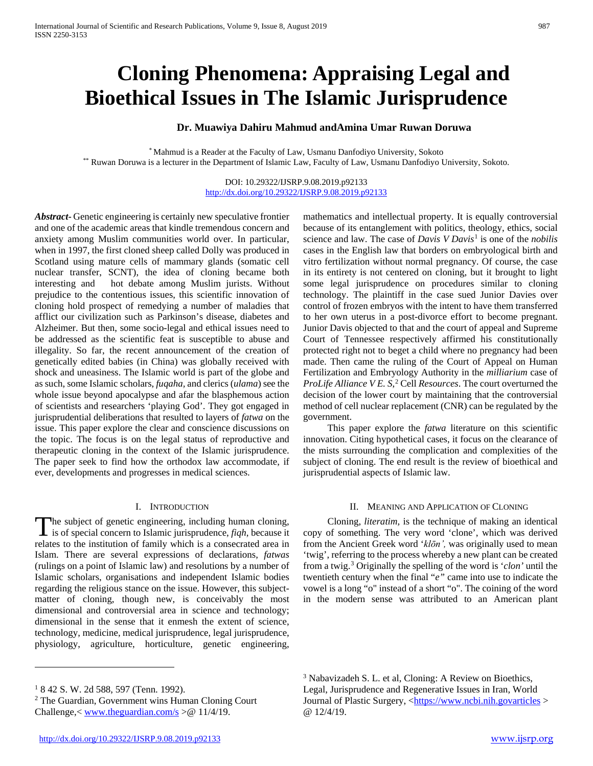# Cloning Phenomena: Appraising Legal and Bioethical Issues in The Islamic Jurisprudence

**Dr. Muawiya Dahiru Mahmud andAmina Umar Ruwan Doruwa**

[*] Mahmud is a Reader at the Faculty of Law, Usmanu Danfodiyo University, Sokoto
[**] Ruwan Doruwa is a lecturer in the Department of Islamic Law, Faculty of Law, Usmanu Danfodiyo University, Sokoto.

DOI: 10.29322/IJSRP.9.08.2019.p92133
http://dx.doi.org/10.29322/IJSRP.9.08.2019.p92133

***Abstract-*** Genetic engineering is certainly new speculative frontier and one of the academic areas that kindle tremendous concern and anxiety among Muslim communities world over. In particular, when in 1997, the first cloned sheep called Dolly was produced in Scotland using mature cells of mammary glands (somatic cell nuclear transfer, SCNT), the idea of cloning became both interesting and hot debate among Muslim jurists. Without prejudice to the contentious issues, this scientific innovation of cloning hold prospect of remedying a number of maladies that afflict our civilization such as Parkinson's disease, diabetes and Alzheimer. But then, some socio-legal and ethical issues need to be addressed as the scientific feat is susceptible to abuse and illegality. So far, the recent announcement of the creation of genetically edited babies (in China) was globally received with shock and uneasiness. The Islamic world is part of the globe and as such, some Islamic scholars, *fuqaha,* and clerics (*ulama*) see the whole issue beyond apocalypse and afar the blasphemous action of scientists and researchers 'playing God'. They got engaged in jurisprudential deliberations that resulted to layers of *fatwa* on the issue. This paper explore the clear and conscience discussions on the topic. The focus is on the legal status of reproductive and therapeutic cloning in the context of the Islamic jurisprudence. The paper seek to find how the orthodox law accommodate, if ever, developments and progresses in medical sciences.

## I. Introduction

The subject of genetic engineering, including human cloning, is of special concern to Islamic jurisprudence, *fiqh,* because it relates to the institution of family which is a consecrated area in Islam. There are several expressions of declarations, *fatwas* (rulings on a point of Islamic law) and resolutions by a number of Islamic scholars, organisations and independent Islamic bodies regarding the religious stance on the issue. However, this subject-matter of cloning, though new, is conceivably the most dimensional and controversial area in science and technology; dimensional in the sense that it enmesh the extent of science, technology, medicine, medical jurisprudence, legal jurisprudence, physiology, agriculture, horticulture, genetic engineering, mathematics and intellectual property. It is equally controversial because of its entanglement with politics, theology, ethics, social science and law. The case of *Davis V Davis*[1] is one of the *nobilis* cases in the English law that borders on embryological birth and vitro fertilization without normal pregnancy. Of course, the case in its entirety is not centered on cloning, but it brought to light some legal jurisprudence on procedures similar to cloning technology. The plaintiff in the case sued Junior Davies over control of frozen embryos with the intent to have them transferred to her own uterus in a post-divorce effort to become pregnant. Junior Davis objected to that and the court of appeal and Supreme Court of Tennessee respectively affirmed his constitutionally protected right not to beget a child where no pregnancy had been made. Then came the ruling of the Court of Appeal on Human Fertilization and Embryology Authority in the *milliarium* case of *ProLife Alliance V E. S,*[2] Cell *Resources*. The court overturned the decision of the lower court by maintaining that the controversial method of cell nuclear replacement (CNR) can be regulated by the government.

This paper explore the *fatwa* literature on this scientific innovation. Citing hypothetical cases, it focus on the clearance of the mists surrounding the complication and complexities of the subject of cloning. The end result is the review of bioethical and jurisprudential aspects of Islamic law.

## II. Meaning and Application of Cloning

Cloning, *literatim,* is the technique of making an identical copy of something. The very word 'clone', which was derived from the Ancient Greek word '*klōn',* was originally used to mean 'twig', referring to the process whereby a new plant can be created from a twig.[3] Originally the spelling of the word is '*clon'* until the twentieth century when the final "*e"* came into use to indicate the vowel is a long "o" instead of a short "o". The coining of the word in the modern sense was attributed to an American plant

---

[1] 8 42 S. W. 2d 588, 597 (Tenn. 1992).

[2] The Guardian, Government wins Human Cloning Court Challenge,< www.theguardian.com/s >@ 11/4/19.

[3] Nabavizadeh S. L. et al, Cloning: A Review on Bioethics, Legal, Jurisprudence and Regenerative Issues in Iran, World Journal of Plastic Surgery, <https://www.ncbi.nih.govarticles > @ 12/4/19.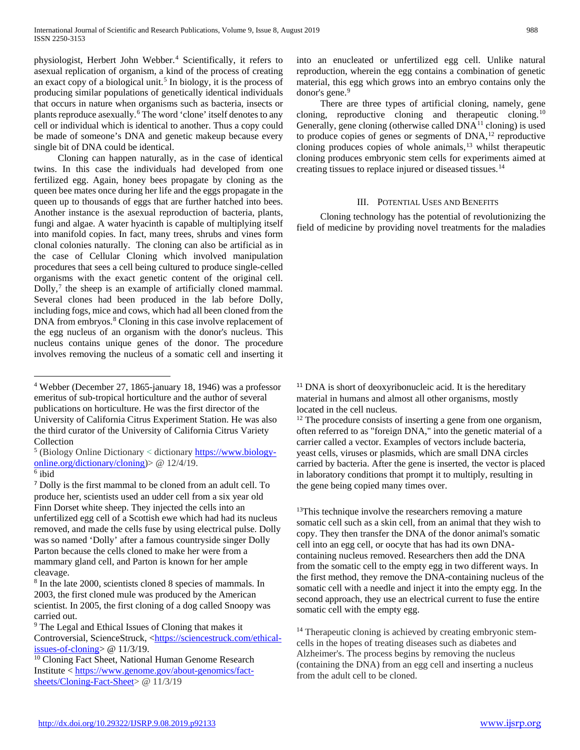physiologist, Herbert John Webber.[4] Scientifically, it refers to asexual replication of organism, a kind of the process of creating an exact copy of a biological unit.[5] In biology, it is the process of producing similar populations of genetically identical individuals that occurs in nature when organisms such as bacteria, insects or plants reproduce asexually.[6] The word 'clone' itself denotes to any cell or individual which is identical to another. Thus a copy could be made of someone's DNA and genetic makeup because every single bit of DNA could be identical.

Cloning can happen naturally, as in the case of identical twins. In this case the individuals had developed from one fertilized egg. Again, honey bees propagate by cloning as the queen bee mates once during her life and the eggs propagate in the queen up to thousands of eggs that are further hatched into bees. Another instance is the asexual reproduction of bacteria, plants, fungi and algae. A water hyacinth is capable of multiplying itself into manifold copies. In fact, many trees, shrubs and vines form clonal colonies naturally. The cloning can also be artificial as in the case of Cellular Cloning which involved manipulation procedures that sees a cell being cultured to produce single-celled organisms with the exact genetic content of the original cell. Dolly,[7] the sheep is an example of artificially cloned mammal. Several clones had been produced in the lab before Dolly, including fogs, mice and cows, which had all been cloned from the DNA from embryos.[8] Cloning in this case involve replacement of the egg nucleus of an organism with the donor's nucleus. This nucleus contains unique genes of the donor. The procedure involves removing the nucleus of a somatic cell and inserting it into an enucleated or unfertilized egg cell. Unlike natural reproduction, wherein the egg contains a combination of genetic material, this egg which grows into an embryo contains only the donor's gene.[9]

There are three types of artificial cloning, namely, gene cloning, reproductive cloning and therapeutic cloning.[10] Generally, gene cloning (otherwise called DNA[11] cloning) is used to produce copies of genes or segments of DNA,[12] reproductive cloning produces copies of whole animals,[13] whilst therapeutic cloning produces embryonic stem cells for experiments aimed at creating tissues to replace injured or diseased tissues.[14]

## III. Potential Uses and Benefits

Cloning technology has the potential of revolutionizing the field of medicine by providing novel treatments for the maladies

---

[4] Webber (December 27, 1865-january 18, 1946) was a professor emeritus of sub-tropical horticulture and the author of several publications on horticulture. He was the first director of the University of California Citrus Experiment Station. He was also the third curator of the University of California Citrus Variety Collection

[5] (Biology Online Dictionary < dictionary https://www.biology-online.org/dictionary/cloning)> @ 12/4/19.

[6] ibid

[7] Dolly is the first mammal to be cloned from an adult cell. To produce her, scientists used an udder cell from a six year old Finn Dorset white sheep. They injected the cells into an unfertilized egg cell of a Scottish ewe which had had its nucleus removed, and made the cells fuse by using electrical pulse. Dolly was so named 'Dolly' after a famous countryside singer Dolly Parton because the cells cloned to make her were from a mammary gland cell, and Parton is known for her ample cleavage.

[8] In the late 2000, scientists cloned 8 species of mammals. In 2003, the first cloned mule was produced by the American scientist. In 2005, the first cloning of a dog called Snoopy was carried out.

[9] The Legal and Ethical Issues of Cloning that makes it Controversial, ScienceStruck, <https://sciencestruck.com/ethical-issues-of-cloning> @ 11/3/19.

[10] Cloning Fact Sheet, National Human Genome Research Institute < https://www.genome.gov/about-genomics/fact-sheets/Cloning-Fact-Sheet> @ 11/3/19

[11] DNA is short of deoxyribonucleic acid. It is the hereditary material in humans and almost all other organisms, mostly located in the cell nucleus.

[12] The procedure consists of inserting a gene from one organism, often referred to as "foreign DNA," into the genetic material of a carrier called a vector. Examples of vectors include bacteria, yeast cells, viruses or plasmids, which are small DNA circles carried by bacteria. After the gene is inserted, the vector is placed in laboratory conditions that prompt it to multiply, resulting in the gene being copied many times over.

[13] This technique involve the researchers removing a mature somatic cell such as a skin cell, from an animal that they wish to copy. They then transfer the DNA of the donor animal's somatic cell into an egg cell, or oocyte that has had its own DNA-containing nucleus removed. Researchers then add the DNA from the somatic cell to the empty egg in two different ways. In the first method, they remove the DNA-containing nucleus of the somatic cell with a needle and inject it into the empty egg. In the second approach, they use an electrical current to fuse the entire somatic cell with the empty egg.

[14] Therapeutic cloning is achieved by creating embryonic stem-cells in the hopes of treating diseases such as diabetes and Alzheimer's. The process begins by removing the nucleus (containing the DNA) from an egg cell and inserting a nucleus from the adult cell to be cloned.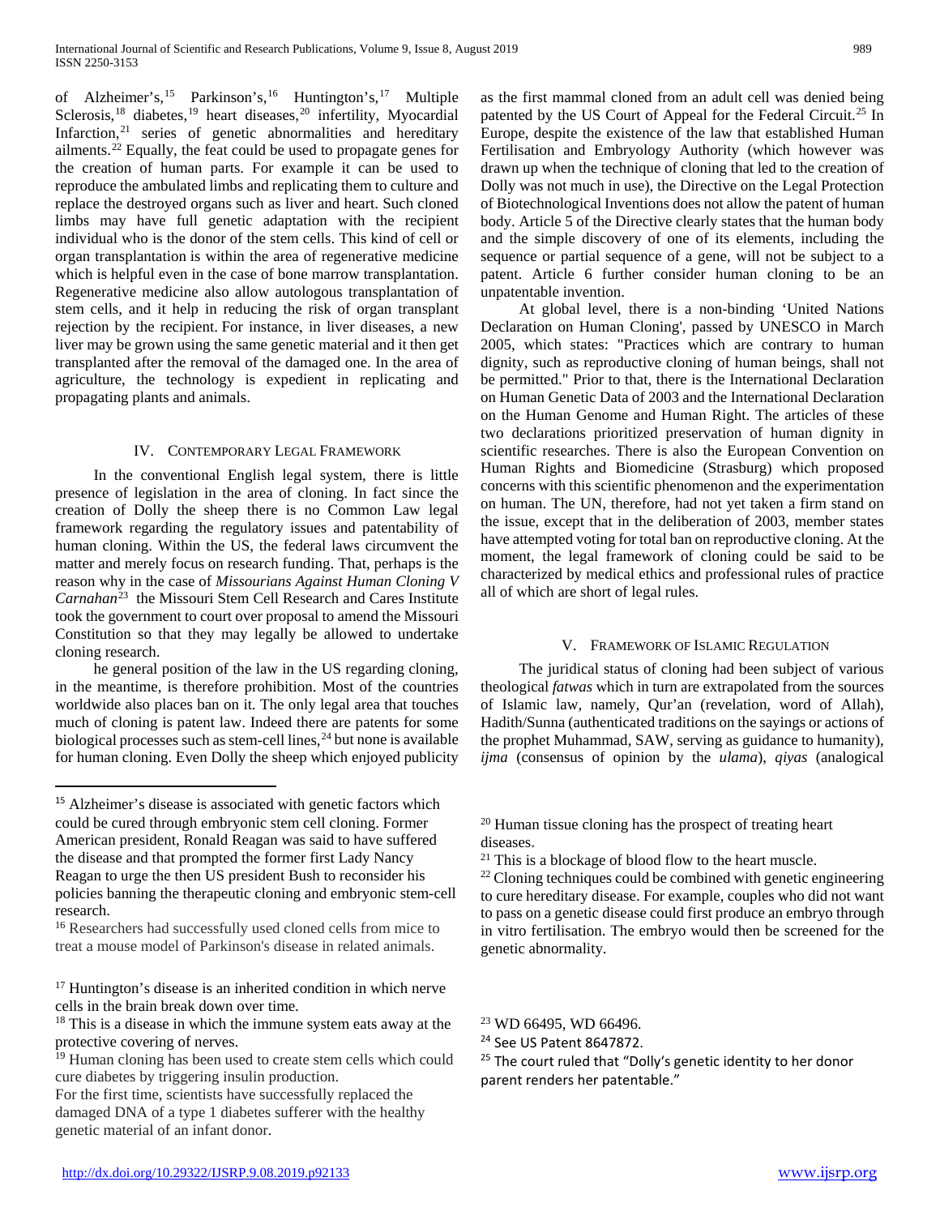of Alzheimer's,[15] Parkinson's,[16] Huntington's,[17] Multiple Sclerosis,[18] diabetes,[19] heart diseases,[20] infertility, Myocardial Infarction,[21] series of genetic abnormalities and hereditary ailments.[22] Equally, the feat could be used to propagate genes for the creation of human parts. For example it can be used to reproduce the ambulated limbs and replicating them to culture and replace the destroyed organs such as liver and heart. Such cloned limbs may have full genetic adaptation with the recipient individual who is the donor of the stem cells. This kind of cell or organ transplantation is within the area of regenerative medicine which is helpful even in the case of bone marrow transplantation. Regenerative medicine also allow autologous transplantation of stem cells, and it help in reducing the risk of organ transplant rejection by the recipient. For instance, in liver diseases, a new liver may be grown using the same genetic material and it then get transplanted after the removal of the damaged one. In the area of agriculture, the technology is expedient in replicating and propagating plants and animals.

## IV. Contemporary Legal Framework

In the conventional English legal system, there is little presence of legislation in the area of cloning. In fact since the creation of Dolly the sheep there is no Common Law legal framework regarding the regulatory issues and patentability of human cloning. Within the US, the federal laws circumvent the matter and merely focus on research funding. That, perhaps is the reason why in the case of *Missourians Against Human Cloning V Carnahan*[23] the Missouri Stem Cell Research and Cares Institute took the government to court over proposal to amend the Missouri Constitution so that they may legally be allowed to undertake cloning research.

he general position of the law in the US regarding cloning, in the meantime, is therefore prohibition. Most of the countries worldwide also places ban on it. The only legal area that touches much of cloning is patent law. Indeed there are patents for some biological processes such as stem-cell lines,[24] but none is available for human cloning. Even Dolly the sheep which enjoyed publicity as the first mammal cloned from an adult cell was denied being patented by the US Court of Appeal for the Federal Circuit.[25] In Europe, despite the existence of the law that established Human Fertilisation and Embryology Authority (which however was drawn up when the technique of cloning that led to the creation of Dolly was not much in use), the Directive on the Legal Protection of Biotechnological Inventions does not allow the patent of human body. Article 5 of the Directive clearly states that the human body and the simple discovery of one of its elements, including the sequence or partial sequence of a gene, will not be subject to a patent. Article 6 further consider human cloning to be an unpatentable invention.

At global level, there is a non-binding 'United Nations Declaration on Human Cloning', passed by UNESCO in March 2005, which states: "Practices which are contrary to human dignity, such as reproductive cloning of human beings, shall not be permitted." Prior to that, there is the International Declaration on Human Genetic Data of 2003 and the International Declaration on the Human Genome and Human Right. The articles of these two declarations prioritized preservation of human dignity in scientific researches. There is also the European Convention on Human Rights and Biomedicine (Strasburg) which proposed concerns with this scientific phenomenon and the experimentation on human. The UN, therefore, had not yet taken a firm stand on the issue, except that in the deliberation of 2003, member states have attempted voting for total ban on reproductive cloning. At the moment, the legal framework of cloning could be said to be characterized by medical ethics and professional rules of practice all of which are short of legal rules.

## V. Framework of Islamic Regulation

The juridical status of cloning had been subject of various theological *fatwas* which in turn are extrapolated from the sources of Islamic law, namely, Qur'an (revelation, word of Allah), Hadith/Sunna (authenticated traditions on the sayings or actions of the prophet Muhammad, SAW, serving as guidance to humanity), *ijma* (consensus of opinion by the *ulama*), *qiyas* (analogical

---

[15] Alzheimer's disease is associated with genetic factors which could be cured through embryonic stem cell cloning. Former American president, Ronald Reagan was said to have suffered the disease and that prompted the former first Lady Nancy Reagan to urge the then US president Bush to reconsider his policies banning the therapeutic cloning and embryonic stem-cell research.

[16] Researchers had successfully used cloned cells from mice to treat a mouse model of Parkinson's disease in related animals.

[17] Huntington's disease is an inherited condition in which nerve cells in the brain break down over time.

[18] This is a disease in which the immune system eats away at the protective covering of nerves.

[19] Human cloning has been used to create stem cells which could cure diabetes by triggering insulin production.
For the first time, scientists have successfully replaced the damaged DNA of a type 1 diabetes sufferer with the healthy genetic material of an infant donor.

[20] Human tissue cloning has the prospect of treating heart diseases.

[21] This is a blockage of blood flow to the heart muscle.

[22] Cloning techniques could be combined with genetic engineering to cure hereditary disease. For example, couples who did not want to pass on a genetic disease could first produce an embryo through in vitro fertilisation. The embryo would then be screened for the genetic abnormality.

[23] WD 66495, WD 66496.

[24] See US Patent 8647872.

[25] The court ruled that "Dolly's genetic identity to her donor parent renders her patentable."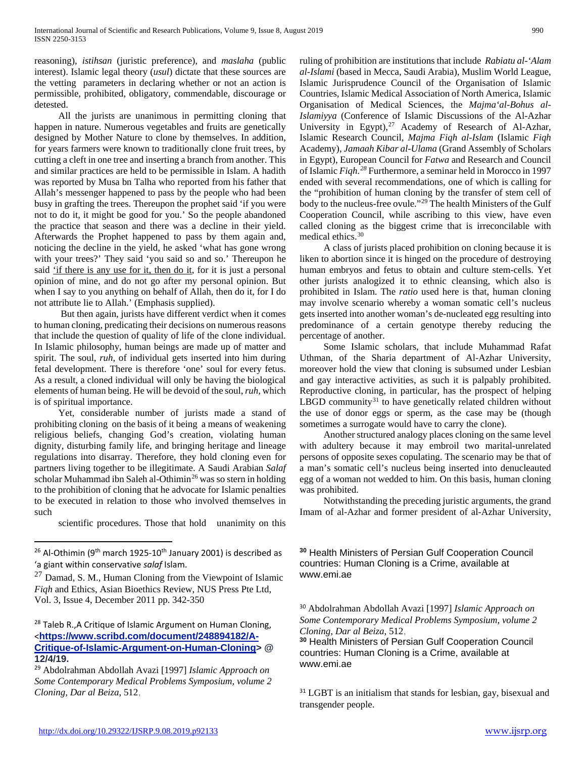reasoning), *istihsan* (juristic preference), and *maslaha* (public interest). Islamic legal theory (*usul*) dictate that these sources are the vetting parameters in declaring whether or not an action is permissible, prohibited, obligatory, commendable, discourage or detested.

All the jurists are unanimous in permitting cloning that happen in nature. Numerous vegetables and fruits are genetically designed by Mother Nature to clone by themselves. In addition, for years farmers were known to traditionally clone fruit trees, by cutting a cleft in one tree and inserting a branch from another. This and similar practices are held to be permissible in Islam. A hadith was reported by Musa bn Talha who reported from his father that Allah's messenger happened to pass by the people who had been busy in grafting the trees. Thereupon the prophet said 'if you were not to do it, it might be good for you.' So the people abandoned the practice that season and there was a decline in their yield. Afterwards the Prophet happened to pass by them again and, noticing the decline in the yield, he asked 'what has gone wrong with your trees?' They said 'you said so and so.' Thereupon he said <u>'if there is any use for it, then do it</u>, for it is just a personal opinion of mine, and do not go after my personal opinion. But when I say to you anything on behalf of Allah, then do it, for I do not attribute lie to Allah.' (Emphasis supplied).

But then again, jurists have different verdict when it comes to human cloning, predicating their decisions on numerous reasons that include the question of quality of life of the clone individual. In Islamic philosophy, human beings are made up of matter and spirit. The soul, *ruh*, of individual gets inserted into him during fetal development. There is therefore 'one' soul for every fetus. As a result, a cloned individual will only be having the biological elements of human being. He will be devoid of the soul, *ruh*, which is of spiritual importance.

Yet, considerable number of jurists made a stand of prohibiting cloning on the basis of it being a means of weakening religious beliefs, changing God's creation, violating human dignity, disturbing family life, and bringing heritage and lineage regulations into disarray. Therefore, they hold cloning even for partners living together to be illegitimate. A Saudi Arabian *Salaf* scholar Muhammad ibn Saleh al-Othimin[26] was so stern in holding to the prohibition of cloning that he advocate for Islamic penalties to be executed in relation to those who involved themselves in such scientific procedures. Those that hold unanimity on this ruling of prohibition are institutions that include *Rabiatu al-'Alam al-Islami* (based in Mecca, Saudi Arabia), Muslim World League, Islamic Jurisprudence Council of the Organisation of Islamic Countries, Islamic Medical Association of North America, Islamic Organisation of Medical Sciences, the *Majma'al-Bohus al-Islamiyya* (Conference of Islamic Discussions of the Al-Azhar University in Egypt),[27] Academy of Research of Al-Azhar, Islamic Research Council, *Majma Fiqh al-Islam* (Islamic *Fiqh* Academy), *Jamaah Kibar al-Ulama* (Grand Assembly of Scholars in Egypt), European Council for *Fatwa* and Research and Council of Islamic *Fiqh*.[28] Furthermore, a seminar held in Morocco in 1997 ended with several recommendations, one of which is calling for the "prohibition of human cloning by the transfer of stem cell of body to the nucleus-free ovule."[29] The health Ministers of the Gulf Cooperation Council, while ascribing to this view, have even called cloning as the biggest crime that is irreconcilable with medical ethics.[30]

A class of jurists placed prohibition on cloning because it is liken to abortion since it is hinged on the procedure of destroying human embryos and fetus to obtain and culture stem-cells. Yet other jurists analogized it to ethnic cleansing, which also is prohibited in Islam. The *ratio* used here is that, human cloning may involve scenario whereby a woman somatic cell's nucleus gets inserted into another woman's de-nucleated egg resulting into predominance of a certain genotype thereby reducing the percentage of another.

Some Islamic scholars, that include Muhammad Rafat Uthman, of the Sharia department of Al-Azhar University, moreover hold the view that cloning is subsumed under Lesbian and gay interactive activities, as such it is palpably prohibited. Reproductive cloning, in particular, has the prospect of helping LBGD community[31] to have genetically related children without the use of donor eggs or sperm, as the case may be (though sometimes a surrogate would have to carry the clone).

Another structured analogy places cloning on the same level with adultery because it may embroil two marital-unrelated persons of opposite sexes copulating. The scenario may be that of a man's somatic cell's nucleus being inserted into denucleauted egg of a woman not wedded to him. On this basis, human cloning was prohibited.

Notwithstanding the preceding juristic arguments, the grand Imam of al-Azhar and former president of al-Azhar University,

---

[26] Al-Othimin (9th march 1925-10th January 2001) is described as 'a giant within conservative *salaf* Islam.

[27] Damad, S. M., Human Cloning from the Viewpoint of Islamic *Fiqh* and Ethics, Asian Bioethics Review, NUS Press Pte Ltd, Vol. 3, Issue 4, December 2011 pp. 342-350

[28] Taleb R.,A Critique of Islamic Argument on Human Cloning, <https://www.scribd.com/document/248894182/A-Critique-of-Islamic-Argument-on-Human-Cloning> @ 12/4/19.

[29] Abdolrahman Abdollah Avazi [1997] *Islamic Approach on Some Contemporary Medical Problems Symposium, volume 2 Cloning, Dar al Beiza*, 512,

[30] Health Ministers of Persian Gulf Cooperation Council countries: Human Cloning is a Crime, available at www.emi.ae

[30] Abdolrahman Abdollah Avazi [1997] *Islamic Approach on Some Contemporary Medical Problems Symposium, volume 2 Cloning, Dar al Beiza*, 512,

[30] Health Ministers of Persian Gulf Cooperation Council countries: Human Cloning is a Crime, available at www.emi.ae

[31] LGBT is an initialism that stands for lesbian, gay, bisexual and transgender people.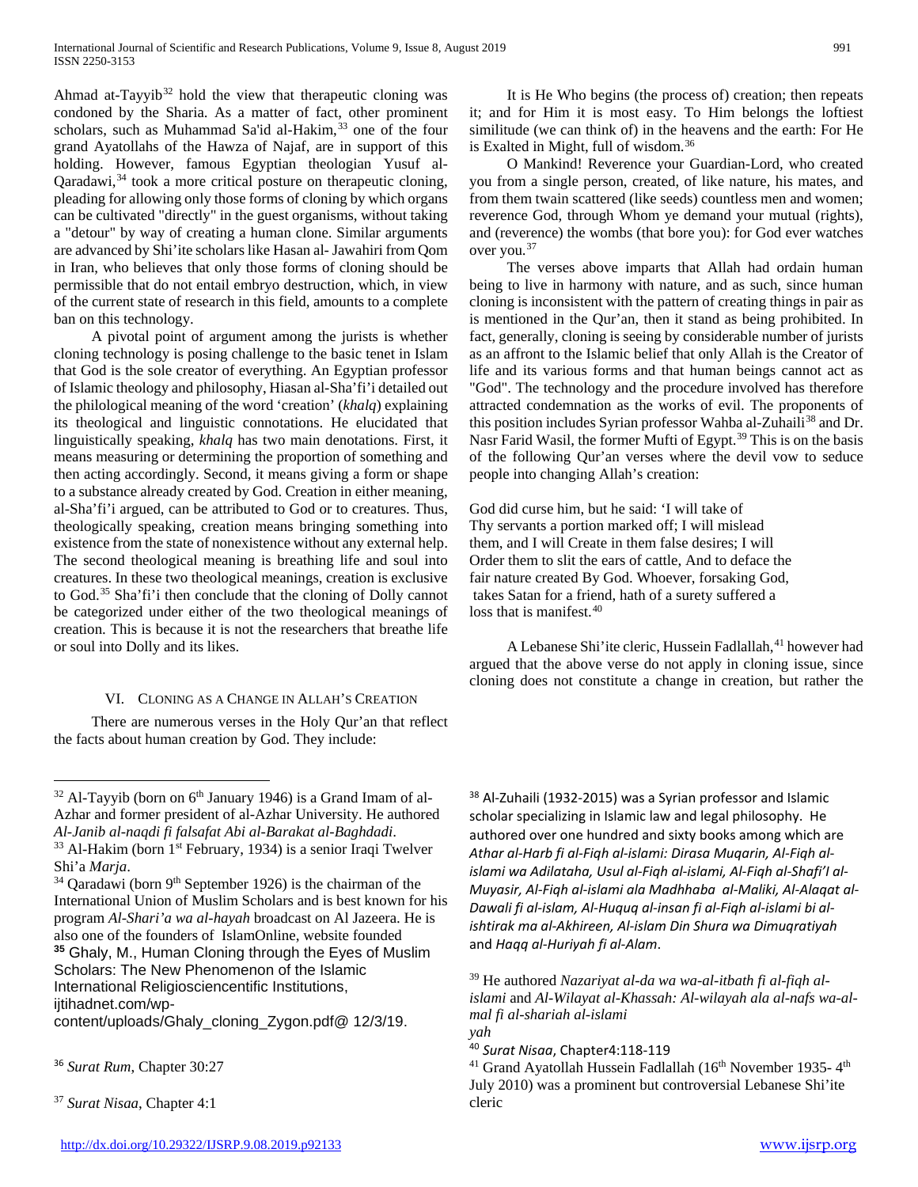Ahmad at-Tayyib[32] hold the view that therapeutic cloning was condoned by the Sharia. As a matter of fact, other prominent scholars, such as Muhammad Sa'id al-Hakim,[33] one of the four grand Ayatollahs of the Hawza of Najaf, are in support of this holding. However, famous Egyptian theologian Yusuf al-Qaradawi,[34] took a more critical posture on therapeutic cloning, pleading for allowing only those forms of cloning by which organs can be cultivated "directly" in the guest organisms, without taking a "detour" by way of creating a human clone. Similar arguments are advanced by Shi'ite scholars like Hasan al- Jawahiri from Qom in Iran, who believes that only those forms of cloning should be permissible that do not entail embryo destruction, which, in view of the current state of research in this field, amounts to a complete ban on this technology.

A pivotal point of argument among the jurists is whether cloning technology is posing challenge to the basic tenet in Islam that God is the sole creator of everything. An Egyptian professor of Islamic theology and philosophy, Hiasan al-Sha'fi'i detailed out the philological meaning of the word 'creation' (*khalq*) explaining its theological and linguistic connotations. He elucidated that linguistically speaking, *khalq* has two main denotations. First, it means measuring or determining the proportion of something and then acting accordingly. Second, it means giving a form or shape to a substance already created by God. Creation in either meaning, al-Sha'fi'i argued, can be attributed to God or to creatures. Thus, theologically speaking, creation means bringing something into existence from the state of nonexistence without any external help. The second theological meaning is breathing life and soul into creatures. In these two theological meanings, creation is exclusive to God.[35] Sha'fi'i then conclude that the cloning of Dolly cannot be categorized under either of the two theological meanings of creation. This is because it is not the researchers that breathe life or soul into Dolly and its likes.

## VI. Cloning as a Change in Allah's Creation

There are numerous verses in the Holy Qur'an that reflect the facts about human creation by God. They include:

It is He Who begins (the process of) creation; then repeats it; and for Him it is most easy. To Him belongs the loftiest similitude (we can think of) in the heavens and the earth: For He is Exalted in Might, full of wisdom.[36]

O Mankind! Reverence your Guardian-Lord, who created you from a single person, created, of like nature, his mates, and from them twain scattered (like seeds) countless men and women; reverence God, through Whom ye demand your mutual (rights), and (reverence) the wombs (that bore you): for God ever watches over you.[37]

The verses above imparts that Allah had ordain human being to live in harmony with nature, and as such, since human cloning is inconsistent with the pattern of creating things in pair as is mentioned in the Qur'an, then it stand as being prohibited. In fact, generally, cloning is seeing by considerable number of jurists as an affront to the Islamic belief that only Allah is the Creator of life and its various forms and that human beings cannot act as "God". The technology and the procedure involved has therefore attracted condemnation as the works of evil. The proponents of this position includes Syrian professor Wahba al-Zuhaili[38] and Dr. Nasr Farid Wasil, the former Mufti of Egypt.[39] This is on the basis of the following Qur'an verses where the devil vow to seduce people into changing Allah's creation:

God did curse him, but he said: 'I will take of
Thy servants a portion marked off; I will mislead
them, and I will Create in them false desires; I will
Order them to slit the ears of cattle, And to deface the
fair nature created By God. Whoever, forsaking God,
takes Satan for a friend, hath of a surety suffered a
loss that is manifest.[40]

A Lebanese Shi'ite cleric, Hussein Fadlallah,[41] however had argued that the above verse do not apply in cloning issue, since cloning does not constitute a change in creation, but rather the

---

[32] Al-Tayyib (born on 6th January 1946) is a Grand Imam of al-Azhar and former president of al-Azhar University. He authored *Al-Janib al-naqdi fi falsafat Abi al-Barakat al-Baghdadi*.

[33] Al-Hakim (born 1st February, 1934) is a senior Iraqi Twelver Shi'a *Marja*.

[34] Qaradawi (born 9th September 1926) is the chairman of the International Union of Muslim Scholars and is best known for his program *Al-Shari'a wa al-hayah* broadcast on Al Jazeera. He is also one of the founders of IslamOnline, website founded

[35] Ghaly, M., Human Cloning through the Eyes of Muslim Scholars: The New Phenomenon of the Islamic International Religiosciencentific Institutions, ijtihadnet.com/wp-content/uploads/Ghaly_cloning_Zygon.pdf@ 12/3/19.

[36] *Surat Rum*, Chapter 30:27

[37] *Surat Nisaa*, Chapter 4:1

[38] Al-Zuhaili (1932-2015) was a Syrian professor and Islamic scholar specializing in Islamic law and legal philosophy. He authored over one hundred and sixty books among which are *Athar al-Harb fi al-Fiqh al-islami: Dirasa Muqarin, Al-Fiqh al-islami wa Adilataha, Usul al-Fiqh al-islami, Al-Fiqh al-Shafi'I al-Muyasir, Al-Fiqh al-islami ala Madhhaba al-Maliki, Al-Alaqat al-Dawali fi al-islam, Al-Huquq al-insan fi al-Fiqh al-islami bi al-ishtirak ma al-Akhireen, Al-islam Din Shura wa Dimuqratiyah* and *Haqq al-Huriyah fi al-Alam*.

[39] He authored *Nazariyat al-da wa wa-al-itbath fi al-fiqh al-islami* and *Al-Wilayat al-Khassah: Al-wilayah ala al-nafs wa-al-mal fi al-shariah al-islami yah*

[40] *Surat Nisaa*, Chapter4:118-119

[41] Grand Ayatollah Hussein Fadlallah (16th November 1935- 4th July 2010) was a prominent but controversial Lebanese Shi'ite cleric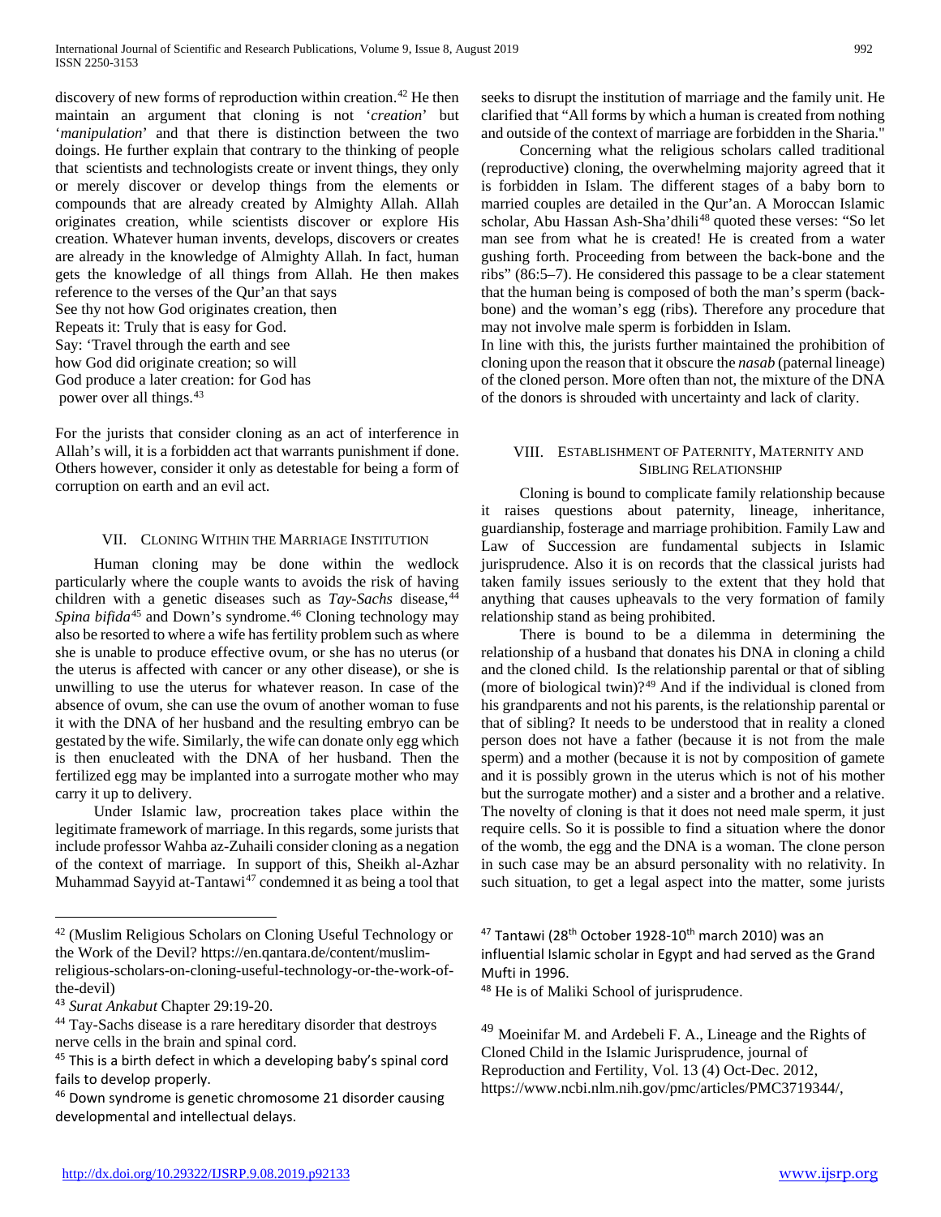discovery of new forms of reproduction within creation.[42] He then maintain an argument that cloning is not '*creation*' but '*manipulation*' and that there is distinction between the two doings. He further explain that contrary to the thinking of people that scientists and technologists create or invent things, they only or merely discover or develop things from the elements or compounds that are already created by Almighty Allah. Allah originates creation, while scientists discover or explore His creation. Whatever human invents, develops, discovers or creates are already in the knowledge of Almighty Allah. In fact, human gets the knowledge of all things from Allah. He then makes reference to the verses of the Qur'an that says

See thy not how God originates creation, then
Repeats it: Truly that is easy for God.
Say: 'Travel through the earth and see
how God did originate creation; so will
God produce a later creation: for God has
power over all things.[43]

For the jurists that consider cloning as an act of interference in Allah's will, it is a forbidden act that warrants punishment if done. Others however, consider it only as detestable for being a form of corruption on earth and an evil act.

## VII. Cloning Within the Marriage Institution

Human cloning may be done within the wedlock particularly where the couple wants to avoids the risk of having children with a genetic diseases such as *Tay-Sachs* disease,[44] *Spina bifida*[45] and Down's syndrome.[46] Cloning technology may also be resorted to where a wife has fertility problem such as where she is unable to produce effective ovum, or she has no uterus (or the uterus is affected with cancer or any other disease), or she is unwilling to use the uterus for whatever reason. In case of the absence of ovum, she can use the ovum of another woman to fuse it with the DNA of her husband and the resulting embryo can be gestated by the wife. Similarly, the wife can donate only egg which is then enucleated with the DNA of her husband. Then the fertilized egg may be implanted into a surrogate mother who may carry it up to delivery.

Under Islamic law, procreation takes place within the legitimate framework of marriage. In this regards, some jurists that include professor Wahba az-Zuhaili consider cloning as a negation of the context of marriage. In support of this, Sheikh al-Azhar Muhammad Sayyid at-Tantawi[47] condemned it as being a tool that seeks to disrupt the institution of marriage and the family unit. He clarified that "All forms by which a human is created from nothing and outside of the context of marriage are forbidden in the Sharia."

Concerning what the religious scholars called traditional (reproductive) cloning, the overwhelming majority agreed that it is forbidden in Islam. The different stages of a baby born to married couples are detailed in the Qur'an. A Moroccan Islamic scholar, Abu Hassan Ash-Sha'dhili[48] quoted these verses: "So let man see from what he is created! He is created from a water gushing forth. Proceeding from between the back-bone and the ribs" (86:5–7). He considered this passage to be a clear statement that the human being is composed of both the man's sperm (back-bone) and the woman's egg (ribs). Therefore any procedure that may not involve male sperm is forbidden in Islam.

In line with this, the jurists further maintained the prohibition of cloning upon the reason that it obscure the *nasab* (paternal lineage) of the cloned person. More often than not, the mixture of the DNA of the donors is shrouded with uncertainty and lack of clarity.

## VIII. Establishment of Paternity, Maternity and Sibling Relationship

Cloning is bound to complicate family relationship because it raises questions about paternity, lineage, inheritance, guardianship, fosterage and marriage prohibition. Family Law and Law of Succession are fundamental subjects in Islamic jurisprudence. Also it is on records that the classical jurists had taken family issues seriously to the extent that they hold that anything that causes upheavals to the very formation of family relationship stand as being prohibited.

There is bound to be a dilemma in determining the relationship of a husband that donates his DNA in cloning a child and the cloned child. Is the relationship parental or that of sibling (more of biological twin)?[49] And if the individual is cloned from his grandparents and not his parents, is the relationship parental or that of sibling? It needs to be understood that in reality a cloned person does not have a father (because it is not from the male sperm) and a mother (because it is not by composition of gamete and it is possibly grown in the uterus which is not of his mother but the surrogate mother) and a sister and a brother and a relative. The novelty of cloning is that it does not need male sperm, it just require cells. So it is possible to find a situation where the donor of the womb, the egg and the DNA is a woman. The clone person in such case may be an absurd personality with no relativity. In such situation, to get a legal aspect into the matter, some jurists

---

[42] (Muslim Religious Scholars on Cloning Useful Technology or the Work of the Devil? https://en.qantara.de/content/muslim-religious-scholars-on-cloning-useful-technology-or-the-work-of-the-devil)

[43] *Surat Ankabut* Chapter 29:19-20.

[44] Tay-Sachs disease is a rare hereditary disorder that destroys nerve cells in the brain and spinal cord.

[45] This is a birth defect in which a developing baby's spinal cord fails to develop properly.

[46] Down syndrome is genetic chromosome 21 disorder causing developmental and intellectual delays.

[47] Tantawi (28th October 1928-10th march 2010) was an influential Islamic scholar in Egypt and had served as the Grand Mufti in 1996.

[48] He is of Maliki School of jurisprudence.

[49] Moeinifar M. and Ardebeli F. A., Lineage and the Rights of Cloned Child in the Islamic Jurisprudence, journal of Reproduction and Fertility, Vol. 13 (4) Oct-Dec. 2012, https://www.ncbi.nlm.nih.gov/pmc/articles/PMC3719344/,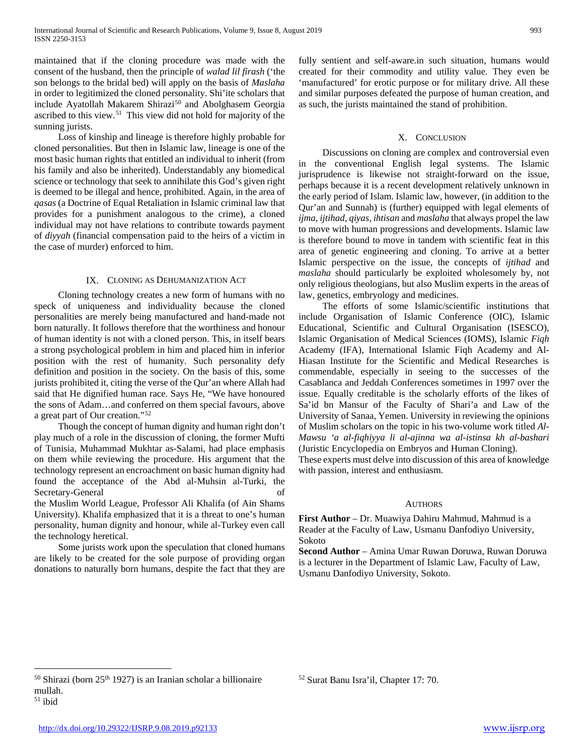maintained that if the cloning procedure was made with the consent of the husband, then the principle of *walad lil firash* ('the son belongs to the bridal bed) will apply on the basis of *Maslaha* in order to legitimized the cloned personality. Shi'ite scholars that include Ayatollah Makarem Shirazi[50] and Abolghasem Georgia ascribed to this view.[51] This view did not hold for majority of the sunning jurists.

Loss of kinship and lineage is therefore highly probable for cloned personalities. But then in Islamic law, lineage is one of the most basic human rights that entitled an individual to inherit (from his family and also be inherited). Understandably any biomedical science or technology that seek to annihilate this God's given right is deemed to be illegal and hence, prohibited. Again, in the area of *qasas* (a Doctrine of Equal Retaliation in Islamic criminal law that provides for a punishment analogous to the crime), a cloned individual may not have relations to contribute towards payment of *diyyah* (financial compensation paid to the heirs of a victim in the case of murder) enforced to him.

## IX. Cloning as Dehumanization Act

Cloning technology creates a new form of humans with no speck of uniqueness and individuality because the cloned personalities are merely being manufactured and hand-made not born naturally. It follows therefore that the worthiness and honour of human identity is not with a cloned person. This, in itself bears a strong psychological problem in him and placed him in inferior position with the rest of humanity. Such personality defy definition and position in the society. On the basis of this, some jurists prohibited it, citing the verse of the Qur'an where Allah had said that He dignified human race. Says He, "We have honoured the sons of Adam…and conferred on them special favours, above a great part of Our creation."[52]

Though the concept of human dignity and human right don't play much of a role in the discussion of cloning, the former Mufti of Tunisia, Muhammad Mukhtar as-Salami, had place emphasis on them while reviewing the procedure. His argument that the technology represent an encroachment on basic human dignity had found the acceptance of the Abd al-Muhsin al-Turki, the Secretary-General of the Muslim World League, Professor Ali Khalifa (of Ain Shams University). Khalifa emphasized that it is a threat to one's human personality, human dignity and honour, while al-Turkey even call the technology heretical.

Some jurists work upon the speculation that cloned humans are likely to be created for the sole purpose of providing organ donations to naturally born humans, despite the fact that they are fully sentient and self-aware.in such situation, humans would created for their commodity and utility value. They even be 'manufactured' for erotic purpose or for military drive. All these and similar purposes defeated the purpose of human creation, and as such, the jurists maintained the stand of prohibition.

## X. Conclusion

Discussions on cloning are complex and controversial even in the conventional English legal systems. The Islamic jurisprudence is likewise not straight-forward on the issue, perhaps because it is a recent development relatively unknown in the early period of Islam. Islamic law, however, (in addition to the Qur'an and Sunnah) is (further) equipped with legal elements of *ijma, ijtihad, qiyas, ihtisan* and *maslaha* that always propel the law to move with human progressions and developments. Islamic law is therefore bound to move in tandem with scientific feat in this area of genetic engineering and cloning. To arrive at a better Islamic perspective on the issue, the concepts of *ijtihad* and *maslaha* should particularly be exploited wholesomely by, not only religious theologians, but also Muslim experts in the areas of law, genetics, embryology and medicines.

The efforts of some Islamic/scientific institutions that include Organisation of Islamic Conference (OIC), Islamic Educational, Scientific and Cultural Organisation (ISESCO), Islamic Organisation of Medical Sciences (IOMS), Islamic *Fiqh* Academy (IFA), International Islamic Fiqh Academy and Al-Hiasan Institute for the Scientific and Medical Researches is commendable, especially in seeing to the successes of the Casablanca and Jeddah Conferences sometimes in 1997 over the issue. Equally creditable is the scholarly efforts of the likes of Sa'id bn Mansur of the Faculty of Shari'a and Law of the University of Sanaa, Yemen. University in reviewing the opinions of Muslim scholars on the topic in his two-volume work titled *Al-Mawsu 'a al-fiqhiyya li al-ajinna wa al-istinsa kh al-bashari* (Juristic Encyclopedia on Embryos and Human Cloning).

These experts must delve into discussion of this area of knowledge with passion, interest and enthusiasm.

## Authors

**First Author** – Dr. Muawiya Dahiru Mahmud, Mahmud is a Reader at the Faculty of Law, Usmanu Danfodiyo University, Sokoto

**Second Author** – Amina Umar Ruwan Doruwa, Ruwan Doruwa is a lecturer in the Department of Islamic Law, Faculty of Law, Usmanu Danfodiyo University, Sokoto.

---

[50] Shirazi (born 25th 1927) is an Iranian scholar a billionaire mullah.

[51] ibid

[52] Surat Banu Isra'il, Chapter 17: 70.